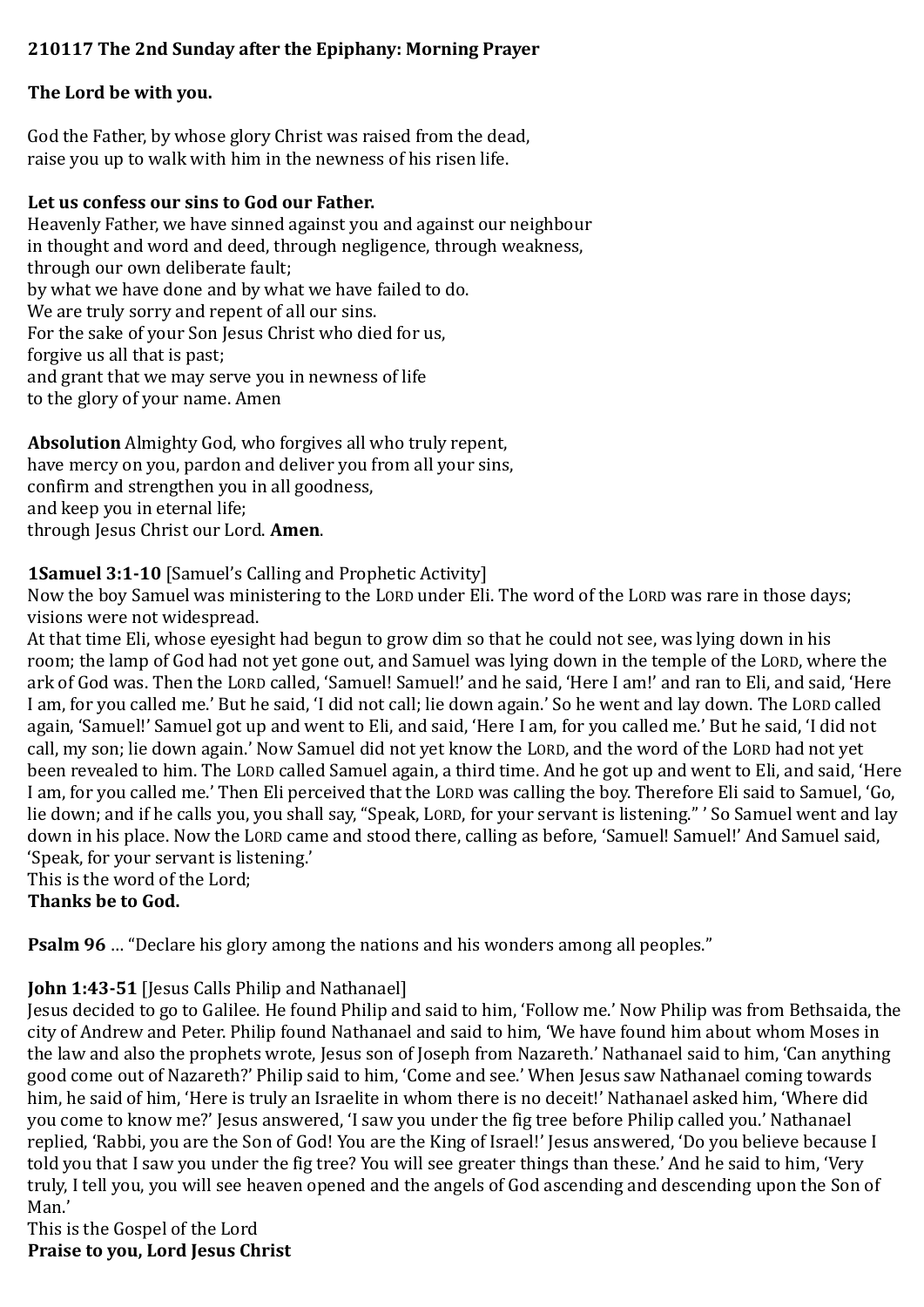**210117 The 2nd Sunday after the Epiphany: Morning Prayer**

**The Lord be with you.**

God the Father, by whose glory Christ was raised from the dead,
raise you up to walk with him in the newness of his risen life.

**Let us confess our sins to God our Father.**
Heavenly Father, we have sinned against you and against our neighbour
in thought and word and deed, through negligence, through weakness,
through our own deliberate fault;
by what we have done and by what we have failed to do.
We are truly sorry and repent of all our sins.
For the sake of your Son Jesus Christ who died for us,
forgive us all that is past;
and grant that we may serve you in newness of life
to the glory of your name. Amen

**Absolution** Almighty God, who forgives all who truly repent,
have mercy on you, pardon and deliver you from all your sins,
confirm and strengthen you in all goodness,
and keep you in eternal life;
through Jesus Christ our Lord. **Amen**.

**1Samuel 3:1-10** [Samuel's Calling and Prophetic Activity]
Now the boy Samuel was ministering to the LORD under Eli. The word of the LORD was rare in those days; visions were not widespread.
At that time Eli, whose eyesight had begun to grow dim so that he could not see, was lying down in his room; the lamp of God had not yet gone out, and Samuel was lying down in the temple of the LORD, where the ark of God was. Then the LORD called, 'Samuel! Samuel!' and he said, 'Here I am!' and ran to Eli, and said, 'Here I am, for you called me.' But he said, 'I did not call; lie down again.' So he went and lay down. The LORD called again, 'Samuel!' Samuel got up and went to Eli, and said, 'Here I am, for you called me.' But he said, 'I did not call, my son; lie down again.' Now Samuel did not yet know the LORD, and the word of the LORD had not yet been revealed to him. The LORD called Samuel again, a third time. And he got up and went to Eli, and said, 'Here I am, for you called me.' Then Eli perceived that the LORD was calling the boy. Therefore Eli said to Samuel, 'Go, lie down; and if he calls you, you shall say, "Speak, LORD, for your servant is listening." ' So Samuel went and lay down in his place. Now the LORD came and stood there, calling as before, 'Samuel! Samuel!' And Samuel said, 'Speak, for your servant is listening.'
This is the word of the Lord;
**Thanks be to God.**

**Psalm 96** … "Declare his glory among the nations and his wonders among all peoples."

**John 1:43-51** [Jesus Calls Philip and Nathanael]
Jesus decided to go to Galilee. He found Philip and said to him, 'Follow me.' Now Philip was from Bethsaida, the city of Andrew and Peter. Philip found Nathanael and said to him, 'We have found him about whom Moses in the law and also the prophets wrote, Jesus son of Joseph from Nazareth.' Nathanael said to him, 'Can anything good come out of Nazareth?' Philip said to him, 'Come and see.' When Jesus saw Nathanael coming towards him, he said of him, 'Here is truly an Israelite in whom there is no deceit!' Nathanael asked him, 'Where did you come to know me?' Jesus answered, 'I saw you under the fig tree before Philip called you.' Nathanael replied, 'Rabbi, you are the Son of God! You are the King of Israel!' Jesus answered, 'Do you believe because I told you that I saw you under the fig tree? You will see greater things than these.' And he said to him, 'Very truly, I tell you, you will see heaven opened and the angels of God ascending and descending upon the Son of Man.'
This is the Gospel of the Lord
**Praise to you, Lord Jesus Christ**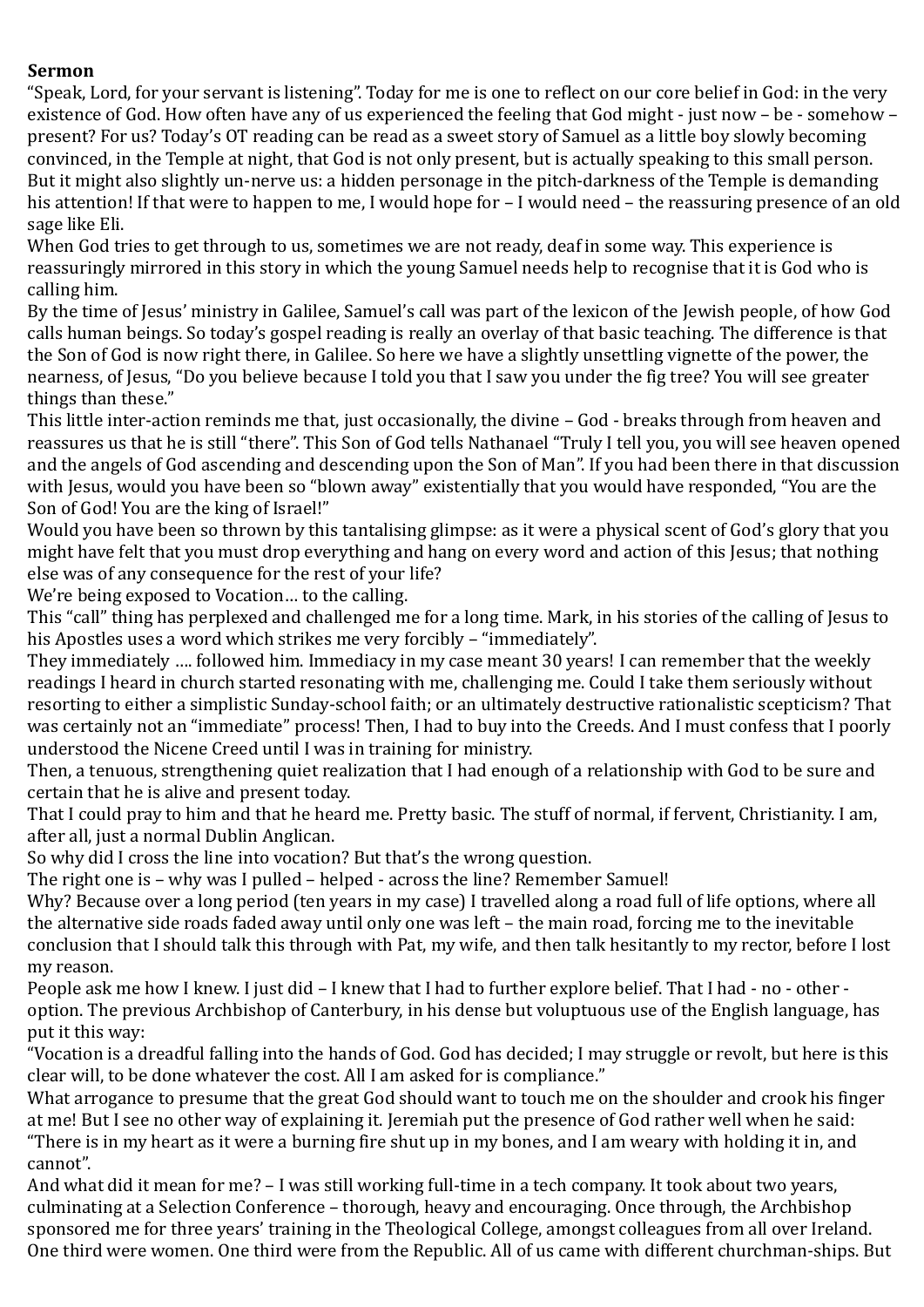**Sermon**

"Speak, Lord, for your servant is listening". Today for me is one to reflect on our core belief in God: in the very existence of God. How often have any of us experienced the feeling that God might - just now – be - somehow – present? For us? Today's OT reading can be read as a sweet story of Samuel as a little boy slowly becoming convinced, in the Temple at night, that God is not only present, but is actually speaking to this small person. But it might also slightly un-nerve us: a hidden personage in the pitch-darkness of the Temple is demanding his attention! If that were to happen to me, I would hope for – I would need – the reassuring presence of an old sage like Eli.

When God tries to get through to us, sometimes we are not ready, deaf in some way. This experience is reassuringly mirrored in this story in which the young Samuel needs help to recognise that it is God who is calling him.

By the time of Jesus' ministry in Galilee, Samuel's call was part of the lexicon of the Jewish people, of how God calls human beings. So today's gospel reading is really an overlay of that basic teaching. The difference is that the Son of God is now right there, in Galilee. So here we have a slightly unsettling vignette of the power, the nearness, of Jesus, "Do you believe because I told you that I saw you under the fig tree? You will see greater things than these."

This little inter-action reminds me that, just occasionally, the divine – God - breaks through from heaven and reassures us that he is still "there". This Son of God tells Nathanael "Truly I tell you, you will see heaven opened and the angels of God ascending and descending upon the Son of Man". If you had been there in that discussion with Jesus, would you have been so "blown away" existentially that you would have responded, "You are the Son of God! You are the king of Israel!"

Would you have been so thrown by this tantalising glimpse: as it were a physical scent of God's glory that you might have felt that you must drop everything and hang on every word and action of this Jesus; that nothing else was of any consequence for the rest of your life?

We're being exposed to Vocation… to the calling.

This "call" thing has perplexed and challenged me for a long time. Mark, in his stories of the calling of Jesus to his Apostles uses a word which strikes me very forcibly – "immediately".

They immediately …. followed him. Immediacy in my case meant 30 years! I can remember that the weekly readings I heard in church started resonating with me, challenging me. Could I take them seriously without resorting to either a simplistic Sunday-school faith; or an ultimately destructive rationalistic scepticism? That was certainly not an "immediate" process! Then, I had to buy into the Creeds. And I must confess that I poorly understood the Nicene Creed until I was in training for ministry.

Then, a tenuous, strengthening quiet realization that I had enough of a relationship with God to be sure and certain that he is alive and present today.

That I could pray to him and that he heard me. Pretty basic. The stuff of normal, if fervent, Christianity. I am, after all, just a normal Dublin Anglican.

So why did I cross the line into vocation? But that's the wrong question.

The right one is – why was I pulled – helped - across the line? Remember Samuel!

Why? Because over a long period (ten years in my case) I travelled along a road full of life options, where all the alternative side roads faded away until only one was left – the main road, forcing me to the inevitable conclusion that I should talk this through with Pat, my wife, and then talk hesitantly to my rector, before I lost my reason.

People ask me how I knew. I just did – I knew that I had to further explore belief. That I had - no - other - option. The previous Archbishop of Canterbury, in his dense but voluptuous use of the English language, has put it this way:

"Vocation is a dreadful falling into the hands of God. God has decided; I may struggle or revolt, but here is this clear will, to be done whatever the cost. All I am asked for is compliance."

What arrogance to presume that the great God should want to touch me on the shoulder and crook his finger at me! But I see no other way of explaining it. Jeremiah put the presence of God rather well when he said: "There is in my heart as it were a burning fire shut up in my bones, and I am weary with holding it in, and cannot".

And what did it mean for me? – I was still working full-time in a tech company. It took about two years, culminating at a Selection Conference – thorough, heavy and encouraging. Once through, the Archbishop sponsored me for three years' training in the Theological College, amongst colleagues from all over Ireland. One third were women. One third were from the Republic. All of us came with different churchman-ships. But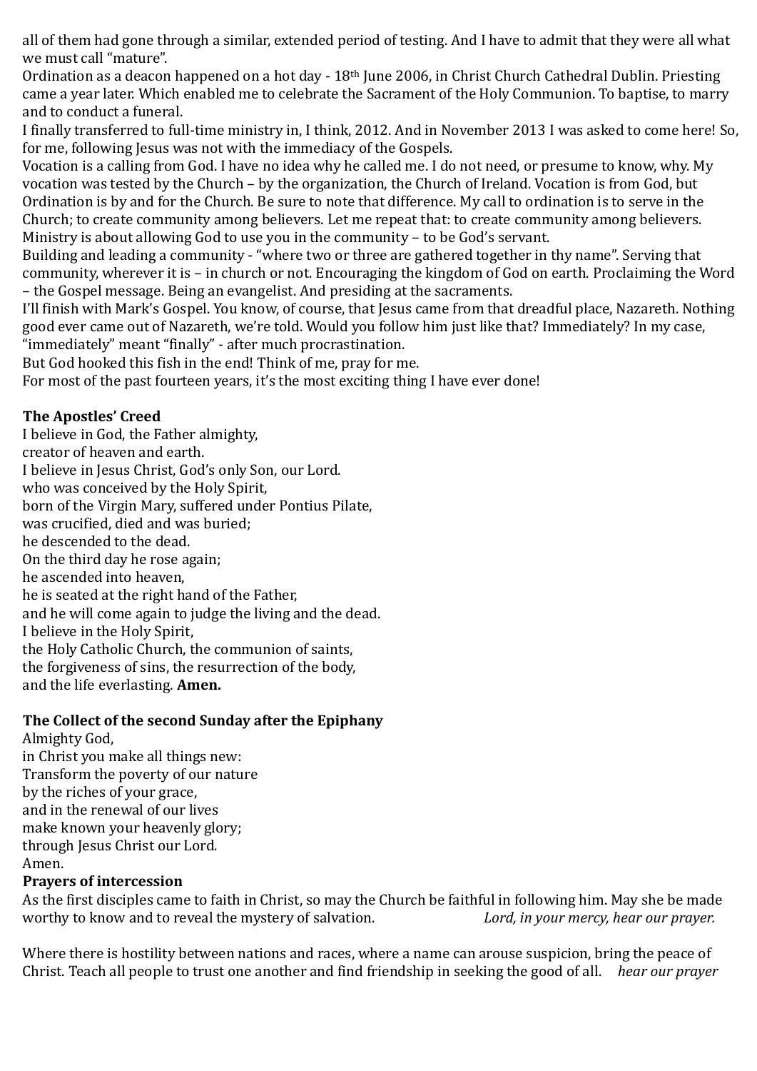all of them had gone through a similar, extended period of testing. And I have to admit that they were all what we must call "mature".

Ordination as a deacon happened on a hot day - 18th June 2006, in Christ Church Cathedral Dublin. Priesting came a year later. Which enabled me to celebrate the Sacrament of the Holy Communion. To baptise, to marry and to conduct a funeral.

I finally transferred to full-time ministry in, I think, 2012. And in November 2013 I was asked to come here! So, for me, following Jesus was not with the immediacy of the Gospels.

Vocation is a calling from God. I have no idea why he called me. I do not need, or presume to know, why. My vocation was tested by the Church – by the organization, the Church of Ireland. Vocation is from God, but Ordination is by and for the Church. Be sure to note that difference. My call to ordination is to serve in the Church; to create community among believers. Let me repeat that: to create community among believers. Ministry is about allowing God to use you in the community – to be God's servant.

Building and leading a community - "where two or three are gathered together in thy name". Serving that community, wherever it is – in church or not. Encouraging the kingdom of God on earth. Proclaiming the Word – the Gospel message. Being an evangelist. And presiding at the sacraments.

I'll finish with Mark's Gospel. You know, of course, that Jesus came from that dreadful place, Nazareth. Nothing good ever came out of Nazareth, we're told. Would you follow him just like that? Immediately? In my case, "immediately" meant "finally" - after much procrastination.

But God hooked this fish in the end! Think of me, pray for me.

For most of the past fourteen years, it's the most exciting thing I have ever done!

**The Apostles' Creed**

I believe in God, the Father almighty,
creator of heaven and earth.
I believe in Jesus Christ, God's only Son, our Lord.
who was conceived by the Holy Spirit,
born of the Virgin Mary, suffered under Pontius Pilate,
was crucified, died and was buried;
he descended to the dead.
On the third day he rose again;
he ascended into heaven,
he is seated at the right hand of the Father,
and he will come again to judge the living and the dead.
I believe in the Holy Spirit,
the Holy Catholic Church, the communion of saints,
the forgiveness of sins, the resurrection of the body,
and the life everlasting. **Amen.**

**The Collect of the second Sunday after the Epiphany**

Almighty God,
in Christ you make all things new:
Transform the poverty of our nature
by the riches of your grace,
and in the renewal of our lives
make known your heavenly glory;
through Jesus Christ our Lord.
Amen.

**Prayers of intercession**

As the first disciples came to faith in Christ, so may the Church be faithful in following him. May she be made worthy to know and to reveal the mystery of salvation. *Lord, in your mercy, hear our prayer.*

Where there is hostility between nations and races, where a name can arouse suspicion, bring the peace of Christ. Teach all people to trust one another and find friendship in seeking the good of all. *hear our prayer*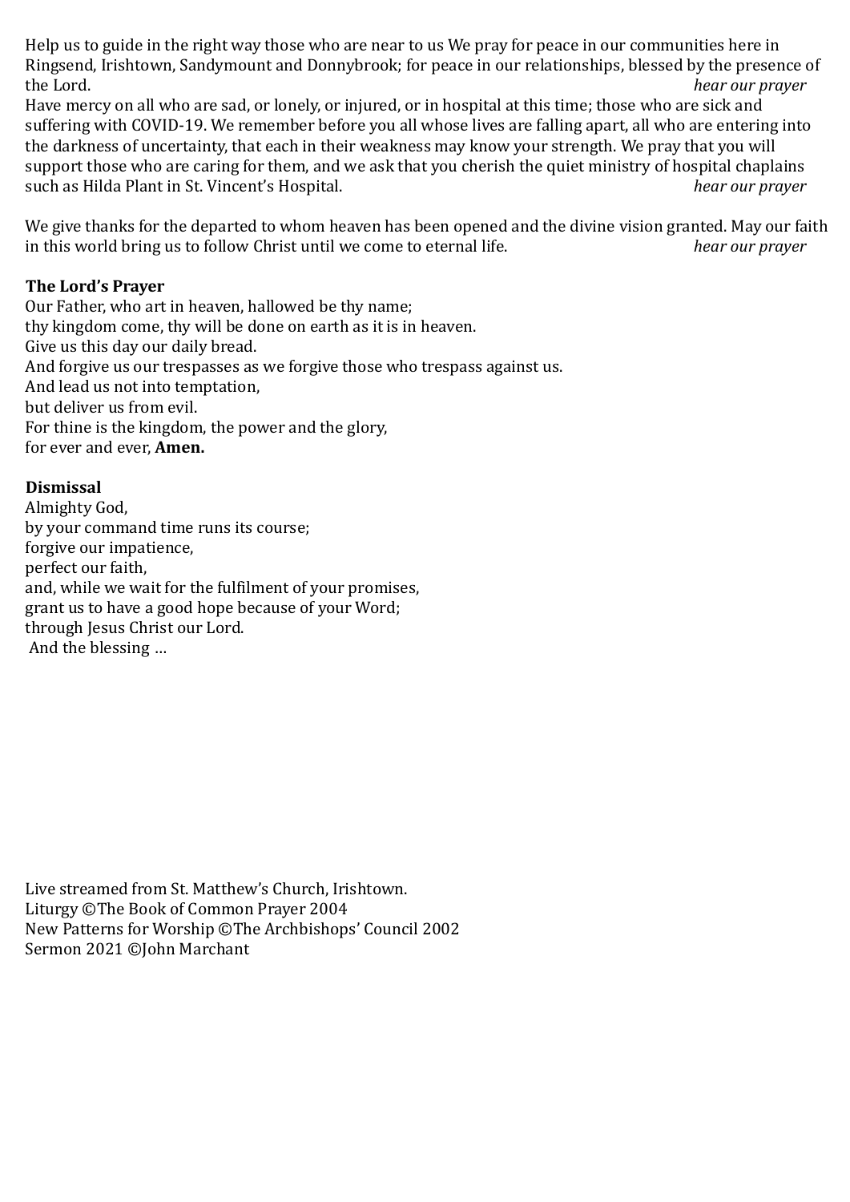Help us to guide in the right way those who are near to us We pray for peace in our communities here in Ringsend, Irishtown, Sandymount and Donnybrook; for peace in our relationships, blessed by the presence of the Lord. *hear our prayer*

Have mercy on all who are sad, or lonely, or injured, or in hospital at this time; those who are sick and suffering with COVID-19. We remember before you all whose lives are falling apart, all who are entering into the darkness of uncertainty, that each in their weakness may know your strength. We pray that you will support those who are caring for them, and we ask that you cherish the quiet ministry of hospital chaplains such as Hilda Plant in St. Vincent's Hospital. *hear our prayer*

We give thanks for the departed to whom heaven has been opened and the divine vision granted. May our faith in this world bring us to follow Christ until we come to eternal life. *hear our prayer*

**The Lord's Prayer**

Our Father, who art in heaven, hallowed be thy name;
thy kingdom come, thy will be done on earth as it is in heaven.
Give us this day our daily bread.
And forgive us our trespasses as we forgive those who trespass against us.
And lead us not into temptation,
but deliver us from evil.
For thine is the kingdom, the power and the glory,
for ever and ever, **Amen.**

**Dismissal**

Almighty God,
by your command time runs its course;
forgive our impatience,
perfect our faith,
and, while we wait for the fulfilment of your promises,
grant us to have a good hope because of your Word;
through Jesus Christ our Lord.
And the blessing …

Live streamed from St. Matthew's Church, Irishtown.
Liturgy ©The Book of Common Prayer 2004
New Patterns for Worship ©The Archbishops' Council 2002
Sermon 2021 ©John Marchant